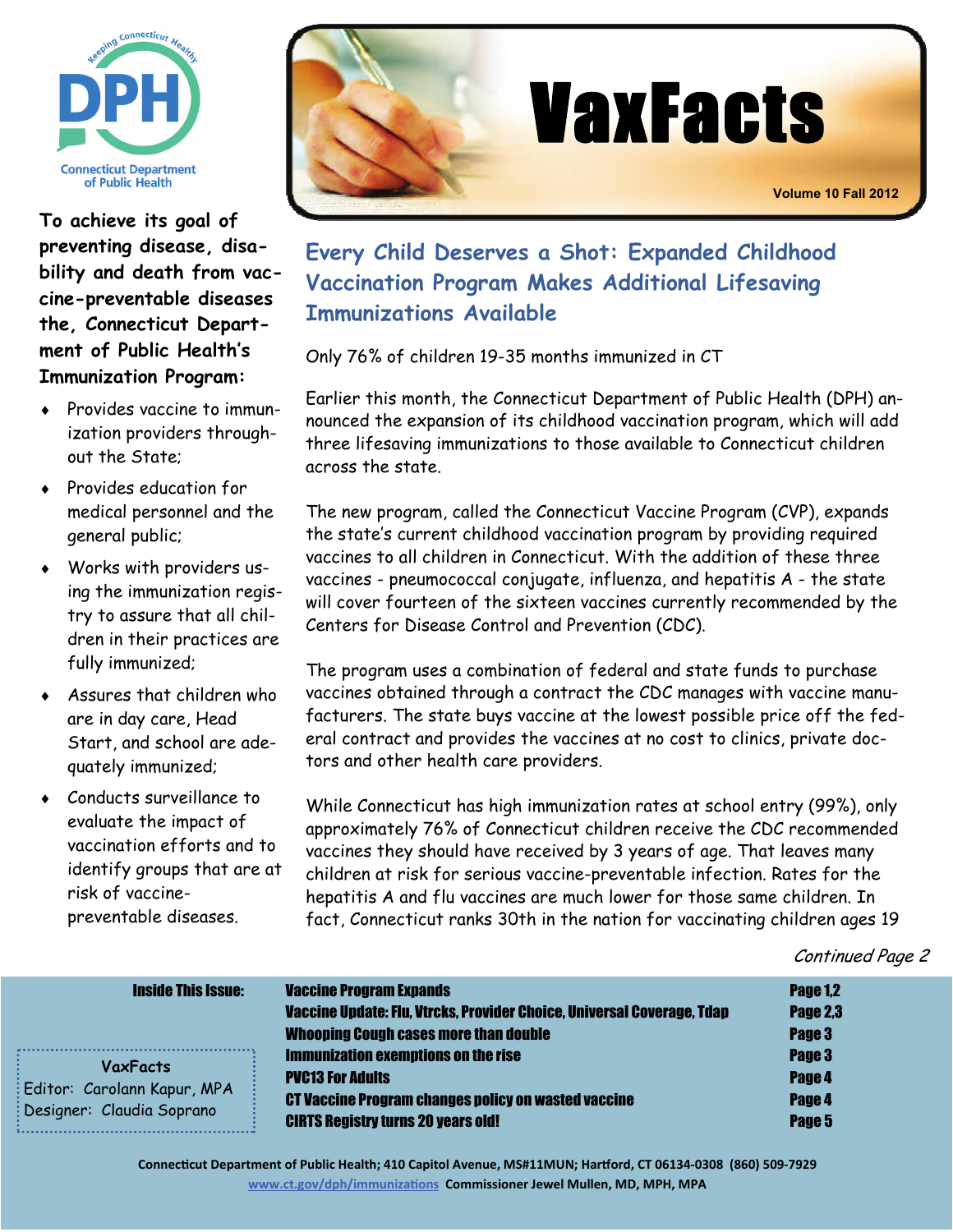Connecticut Department of Public Health

# VaxFacts

Volume 10 Fall 2012

**To achieve its goal of preventing disease, disability and death from vaccine-preventable diseases the, Connecticut Department of Public Health's Immunization Program:**

- Provides vaccine to immunization providers throughout the State;
- Provides education for medical personnel and the general public;
- Works with providers using the immunization registry to assure that all children in their practices are fully immunized;
- Assures that children who are in day care, Head Start, and school are adequately immunized;
- Conducts surveillance to evaluate the impact of vaccination efforts and to identify groups that are at risk of vaccine-preventable diseases.

## Every Child Deserves a Shot: Expanded Childhood Vaccination Program Makes Additional Lifesaving Immunizations Available

Only 76% of children 19-35 months immunized in CT

Earlier this month, the Connecticut Department of Public Health (DPH) announced the expansion of its childhood vaccination program, which will add three lifesaving immunizations to those available to Connecticut children across the state.

The new program, called the Connecticut Vaccine Program (CVP), expands the state's current childhood vaccination program by providing required vaccines to all children in Connecticut. With the addition of these three vaccines - pneumococcal conjugate, influenza, and hepatitis A - the state will cover fourteen of the sixteen vaccines currently recommended by the Centers for Disease Control and Prevention (CDC).

The program uses a combination of federal and state funds to purchase vaccines obtained through a contract the CDC manages with vaccine manufacturers. The state buys vaccine at the lowest possible price off the federal contract and provides the vaccines at no cost to clinics, private doctors and other health care providers.

While Connecticut has high immunization rates at school entry (99%), only approximately 76% of Connecticut children receive the CDC recommended vaccines they should have received by 3 years of age. That leaves many children at risk for serious vaccine-preventable infection. Rates for the hepatitis A and flu vaccines are much lower for those same children. In fact, Connecticut ranks 30th in the nation for vaccinating children ages 19

*Continued Page 2*

**Inside This Issue:**

| | |
|---|---|
| Vaccine Program Expands | Page 1,2 |
| Vaccine Update: Flu, Vtrcks, Provider Choice, Universal Coverage, Tdap | Page 2,3 |
| Whooping Cough cases more than double | Page 3 |
| Immunization exemptions on the rise | Page 3 |
| PVC13 For Adults | Page 4 |
| CT Vaccine Program changes policy on wasted vaccine | Page 4 |
| CIRTS Registry turns 20 years old! | Page 5 |

**VaxFacts**
Editor: Carolann Kapur, MPA
Designer: Claudia Soprano

Connecticut Department of Public Health; 410 Capitol Avenue, MS#11MUN; Hartford, CT 06134-0308 (860) 509-7929
www.ct.gov/dph/immunizations Commissioner Jewel Mullen, MD, MPH, MPA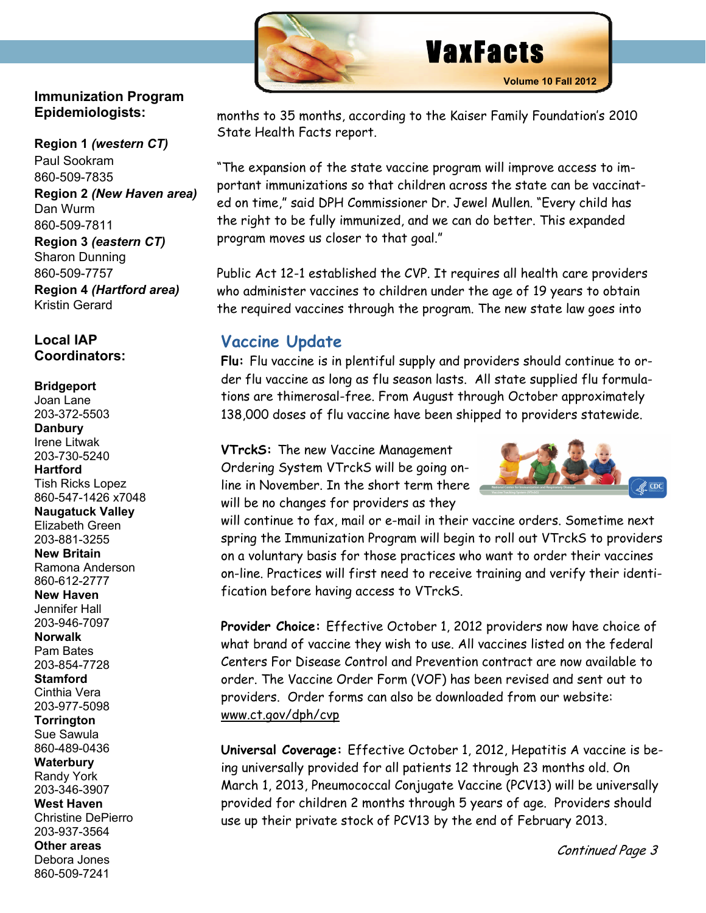## Immunization Program Epidemiologists:

**Region 1 *(western CT)***
Paul Sookram
860-509-7835

**Region 2 *(New Haven area)***
Dan Wurm
860-509-7811

**Region 3 *(eastern CT)***
Sharon Dunning
860-509-7757

**Region 4 *(Hartford area)***
Kristin Gerard

## Local IAP Coordinators:

**Bridgeport**
Joan Lane
203-372-5503

**Danbury**
Irene Litwak
203-730-5240

**Hartford**
Tish Ricks Lopez
860-547-1426 x7048

**Naugatuck Valley**
Elizabeth Green
203-881-3255

**New Britain**
Ramona Anderson
860-612-2777

**New Haven**
Jennifer Hall
203-946-7097

**Norwalk**
Pam Bates
203-854-7728

**Stamford**
Cinthia Vera
203-977-5098

**Torrington**
Sue Sawula
860-489-0436

**Waterbury**
Randy York
203-346-3907

**West Haven**
Christine DePierro
203-937-3564

**Other areas**
Debora Jones
860-509-7241

months to 35 months, according to the Kaiser Family Foundation's 2010 State Health Facts report.

"The expansion of the state vaccine program will improve access to important immunizations so that children across the state can be vaccinated on time," said DPH Commissioner Dr. Jewel Mullen. "Every child has the right to be fully immunized, and we can do better. This expanded program moves us closer to that goal."

Public Act 12-1 established the CVP. It requires all health care providers who administer vaccines to children under the age of 19 years to obtain the required vaccines through the program. The new state law goes into

## Vaccine Update

**Flu:** Flu vaccine is in plentiful supply and providers should continue to order flu vaccine as long as flu season lasts. All state supplied flu formulations are thimerosal-free. From August through October approximately 138,000 doses of flu vaccine have been shipped to providers statewide.

**VTrckS:** The new Vaccine Management Ordering System VTrckS will be going online in November. In the short term there will be no changes for providers as they will continue to fax, mail or e-mail in their vaccine orders. Sometime next spring the Immunization Program will begin to roll out VTrckS to providers on a voluntary basis for those practices who want to order their vaccines on-line. Practices will first need to receive training and verify their identification before having access to VTrckS.

**Provider Choice:** Effective October 1, 2012 providers now have choice of what brand of vaccine they wish to use. All vaccines listed on the federal Centers For Disease Control and Prevention contract are now available to order. The Vaccine Order Form (VOF) has been revised and sent out to providers. Order forms can also be downloaded from our website: www.ct.gov/dph/cvp

**Universal Coverage:** Effective October 1, 2012, Hepatitis A vaccine is being universally provided for all patients 12 through 23 months old. On March 1, 2013, Pneumococcal Conjugate Vaccine (PCV13) will be universally provided for children 2 months through 5 years of age. Providers should use up their private stock of PCV13 by the end of February 2013.

*Continued Page 3*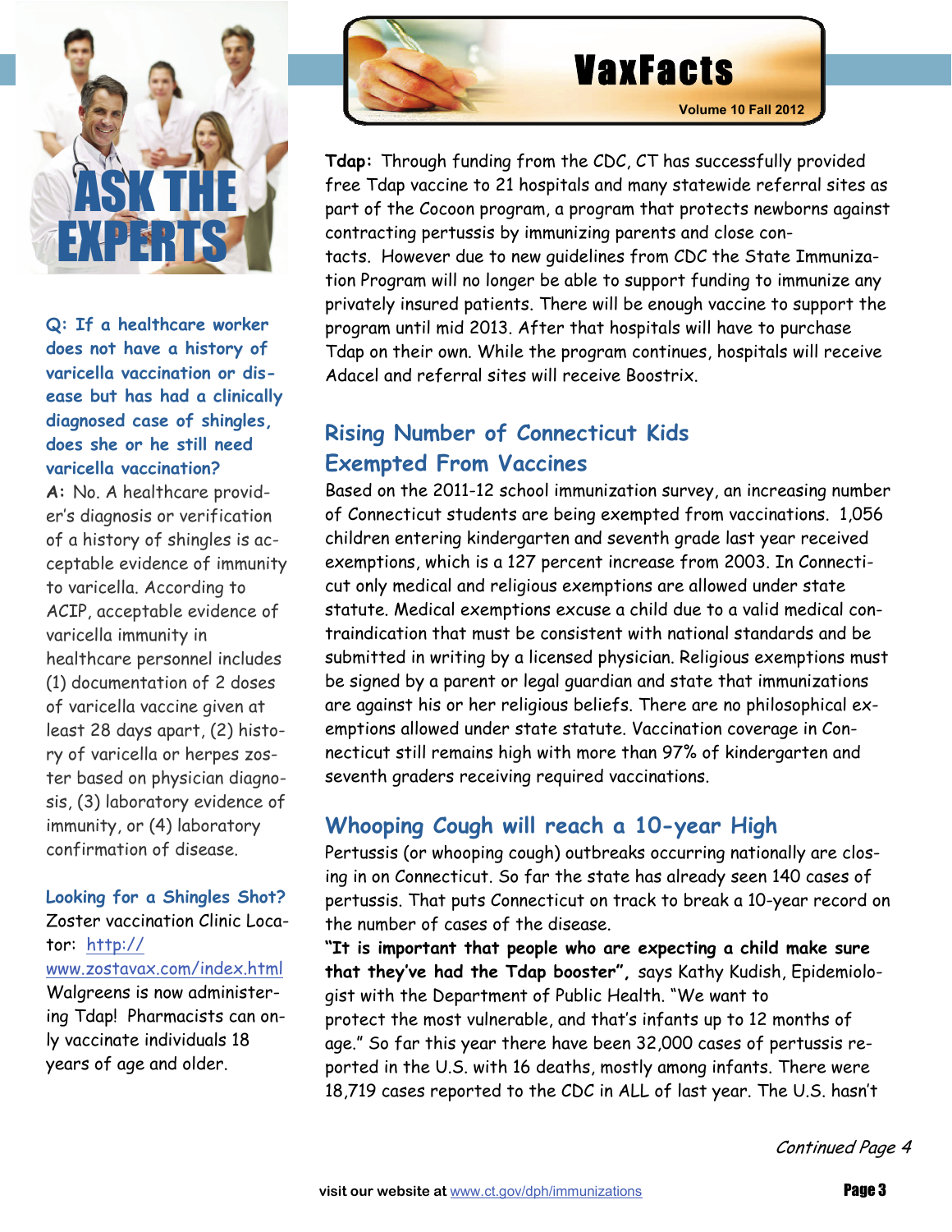# VaxFacts

Volume 10 Fall 2012

## ASK THE EXPERTS

**Q: If a healthcare worker does not have a history of varicella vaccination or disease but has had a clinically diagnosed case of shingles, does she or he still need varicella vaccination?**

**A:** No. A healthcare provider's diagnosis or verification of a history of shingles is acceptable evidence of immunity to varicella. According to ACIP, acceptable evidence of varicella immunity in healthcare personnel includes (1) documentation of 2 doses of varicella vaccine given at least 28 days apart, (2) history of varicella or herpes zoster based on physician diagnosis, (3) laboratory evidence of immunity, or (4) laboratory confirmation of disease.

**Looking for a Shingles Shot?**

Zoster vaccination Clinic Locator: http://www.zostavax.com/index.html

Walgreens is now administering Tdap! Pharmacists can only vaccinate individuals 18 years of age and older.

**Tdap:** Through funding from the CDC, CT has successfully provided free Tdap vaccine to 21 hospitals and many statewide referral sites as part of the Cocoon program, a program that protects newborns against contracting pertussis by immunizing parents and close contacts. However due to new guidelines from CDC the State Immunization Program will no longer be able to support funding to immunize any privately insured patients. There will be enough vaccine to support the program until mid 2013. After that hospitals will have to purchase Tdap on their own. While the program continues, hospitals will receive Adacel and referral sites will receive Boostrix.

## Rising Number of Connecticut Kids Exempted From Vaccines

Based on the 2011-12 school immunization survey, an increasing number of Connecticut students are being exempted from vaccinations. 1,056 children entering kindergarten and seventh grade last year received exemptions, which is a 127 percent increase from 2003. In Connecticut only medical and religious exemptions are allowed under state statute. Medical exemptions excuse a child due to a valid medical contraindication that must be consistent with national standards and be submitted in writing by a licensed physician. Religious exemptions must be signed by a parent or legal guardian and state that immunizations are against his or her religious beliefs. There are no philosophical exemptions allowed under state statute. Vaccination coverage in Connecticut still remains high with more than 97% of kindergarten and seventh graders receiving required vaccinations.

## Whooping Cough will reach a 10-year High

Pertussis (or whooping cough) outbreaks occurring nationally are closing in on Connecticut. So far the state has already seen 140 cases of pertussis. That puts Connecticut on track to break a 10-year record on the number of cases of the disease.

**"It is important that people who are expecting a child make sure that they've had the Tdap booster",** says Kathy Kudish, Epidemiologist with the Department of Public Health. "We want to protect the most vulnerable, and that's infants up to 12 months of age." So far this year there have been 32,000 cases of pertussis reported in the U.S. with 16 deaths, mostly among infants. There were 18,719 cases reported to the CDC in ALL of last year. The U.S. hasn't

*Continued Page 4*

visit our website at www.ct.gov/dph/immunizations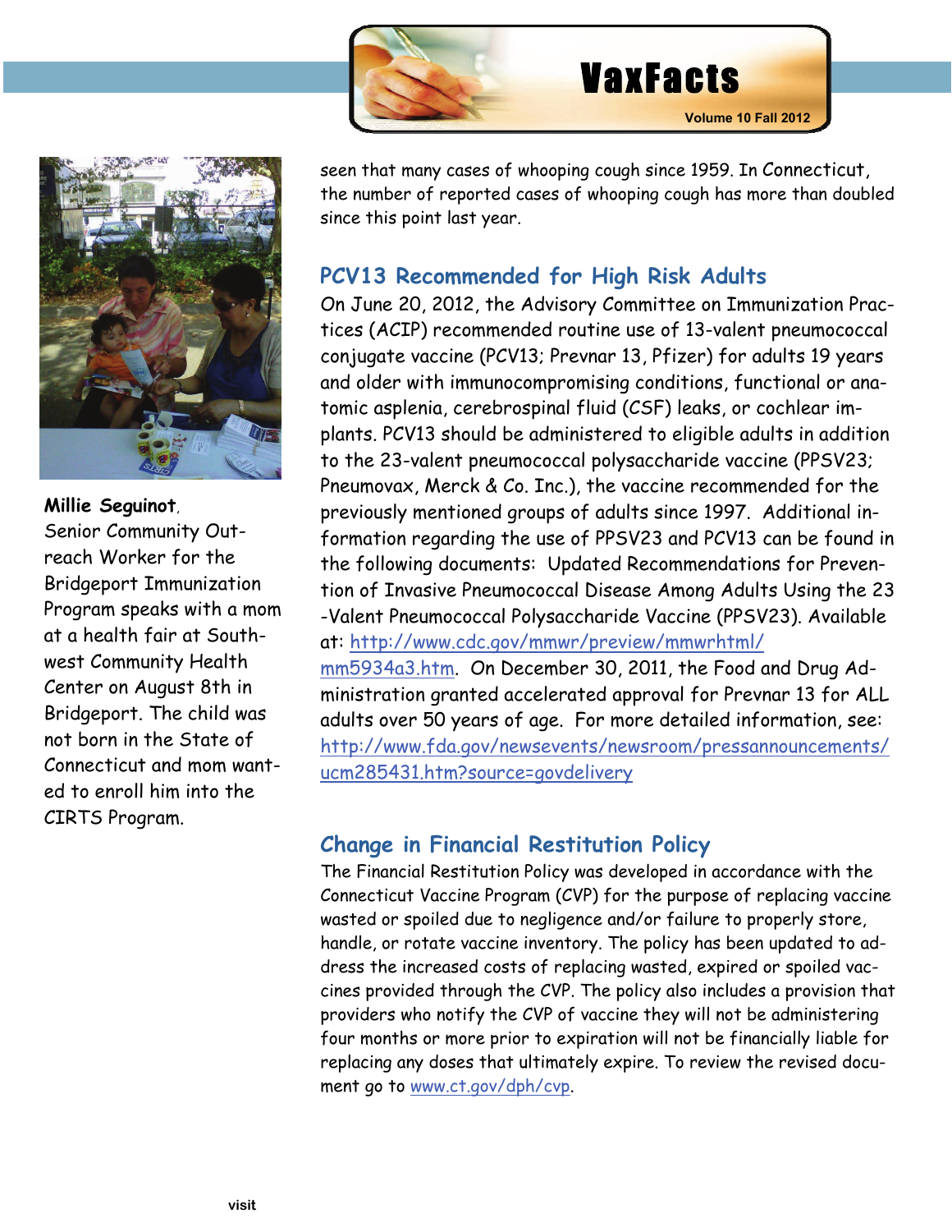seen that many cases of whooping cough since 1959. In Connecticut, the number of reported cases of whooping cough has more than doubled since this point last year.

## PCV13 Recommended for High Risk Adults

On June 20, 2012, the Advisory Committee on Immunization Practices (ACIP) recommended routine use of 13-valent pneumococcal conjugate vaccine (PCV13; Prevnar 13, Pfizer) for adults 19 years and older with immunocompromising conditions, functional or anatomic asplenia, cerebrospinal fluid (CSF) leaks, or cochlear implants. PCV13 should be administered to eligible adults in addition to the 23-valent pneumococcal polysaccharide vaccine (PPSV23; Pneumovax, Merck & Co. Inc.), the vaccine recommended for the previously mentioned groups of adults since 1997. Additional information regarding the use of PPSV23 and PCV13 can be found in the following documents: Updated Recommendations for Prevention of Invasive Pneumococcal Disease Among Adults Using the 23-Valent Pneumococcal Polysaccharide Vaccine (PPSV23). Available at: http://www.cdc.gov/mmwr/preview/mmwrhtml/mm5934a3.htm. On December 30, 2011, the Food and Drug Administration granted accelerated approval for Prevnar 13 for ALL adults over 50 years of age. For more detailed information, see: http://www.fda.gov/newsevents/newsroom/pressannouncements/ucm285431.htm?source=govdelivery

## Change in Financial Restitution Policy

The Financial Restitution Policy was developed in accordance with the Connecticut Vaccine Program (CVP) for the purpose of replacing vaccine wasted or spoiled due to negligence and/or failure to properly store, handle, or rotate vaccine inventory. The policy has been updated to address the increased costs of replacing wasted, expired or spoiled vaccines provided through the CVP. The policy also includes a provision that providers who notify the CVP of vaccine they will not be administering four months or more prior to expiration will not be financially liable for replacing any doses that ultimately expire. To review the revised document go to www.ct.gov/dph/cvp.

**Millie Seguinot**, Senior Community Outreach Worker for the Bridgeport Immunization Program speaks with a mom at a health fair at Southwest Community Health Center on August 8th in Bridgeport. The child was not born in the State of Connecticut and mom wanted to enroll him into the CIRTS Program.

visit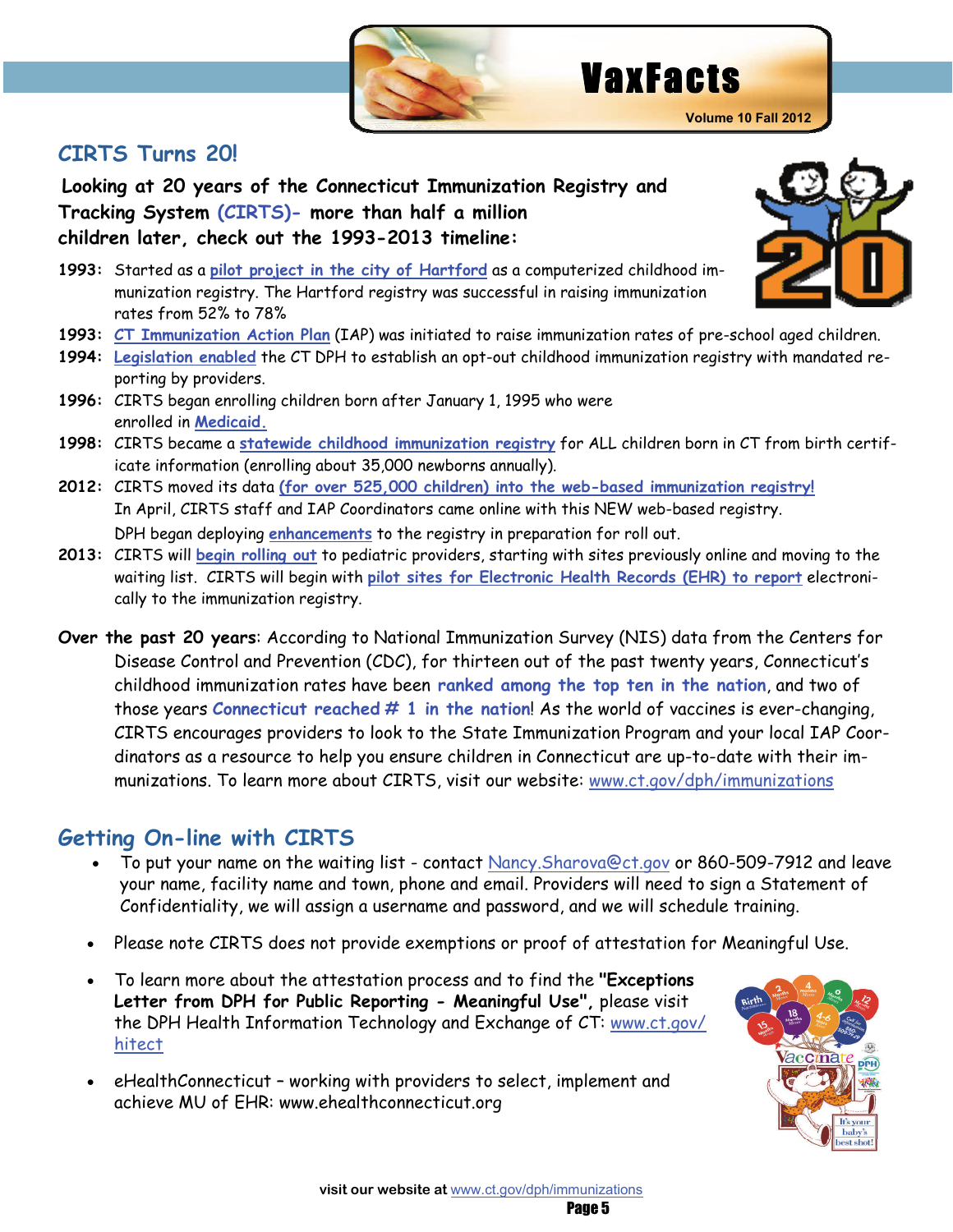# VaxFacts

Volume 10 Fall 2012

## CIRTS Turns 20!

**Looking at 20 years of the Connecticut Immunization Registry and Tracking System (CIRTS)- more than half a million children later, check out the 1993-2013 timeline:**

**1993:** Started as a **pilot project in the city of Hartford** as a computerized childhood immunization registry. The Hartford registry was successful in raising immunization rates from 52% to 78%

**1993:** **CT Immunization Action Plan** (IAP) was initiated to raise immunization rates of pre-school aged children.

**1994:** **Legislation enabled** the CT DPH to establish an opt-out childhood immunization registry with mandated reporting by providers.

**1996:** CIRTS began enrolling children born after January 1, 1995 who were enrolled in **Medicaid.**

**1998:** CIRTS became a **statewide childhood immunization registry** for ALL children born in CT from birth certificate information (enrolling about 35,000 newborns annually).

**2012:** CIRTS moved its data **(for over 525,000 children) into the web-based immunization registry!** In April, CIRTS staff and IAP Coordinators came online with this NEW web-based registry. DPH began deploying **enhancements** to the registry in preparation for roll out.

**2013:** CIRTS will **begin rolling out** to pediatric providers, starting with sites previously online and moving to the waiting list. CIRTS will begin with **pilot sites for Electronic Health Records (EHR) to report** electronically to the immunization registry.

**Over the past 20 years**: According to National Immunization Survey (NIS) data from the Centers for Disease Control and Prevention (CDC), for thirteen out of the past twenty years, Connecticut's childhood immunization rates have been **ranked among the top ten in the nation**, and two of those years **Connecticut reached # 1 in the nation**! As the world of vaccines is ever-changing, CIRTS encourages providers to look to the State Immunization Program and your local IAP Coordinators as a resource to help you ensure children in Connecticut are up-to-date with their immunizations. To learn more about CIRTS, visit our website: www.ct.gov/dph/immunizations

## Getting On-line with CIRTS

- To put your name on the waiting list - contact Nancy.Sharova@ct.gov or 860-509-7912 and leave your name, facility name and town, phone and email. Providers will need to sign a Statement of Confidentiality, we will assign a username and password, and we will schedule training.
- Please note CIRTS does not provide exemptions or proof of attestation for Meaningful Use.
- To learn more about the attestation process and to find the **"Exceptions Letter from DPH for Public Reporting - Meaningful Use",** please visit the DPH Health Information Technology and Exchange of CT: www.ct.gov/hitect
- eHealthConnecticut – working with providers to select, implement and achieve MU of EHR: www.ehealthconnecticut.org

visit our website at www.ct.gov/dph/immunizations